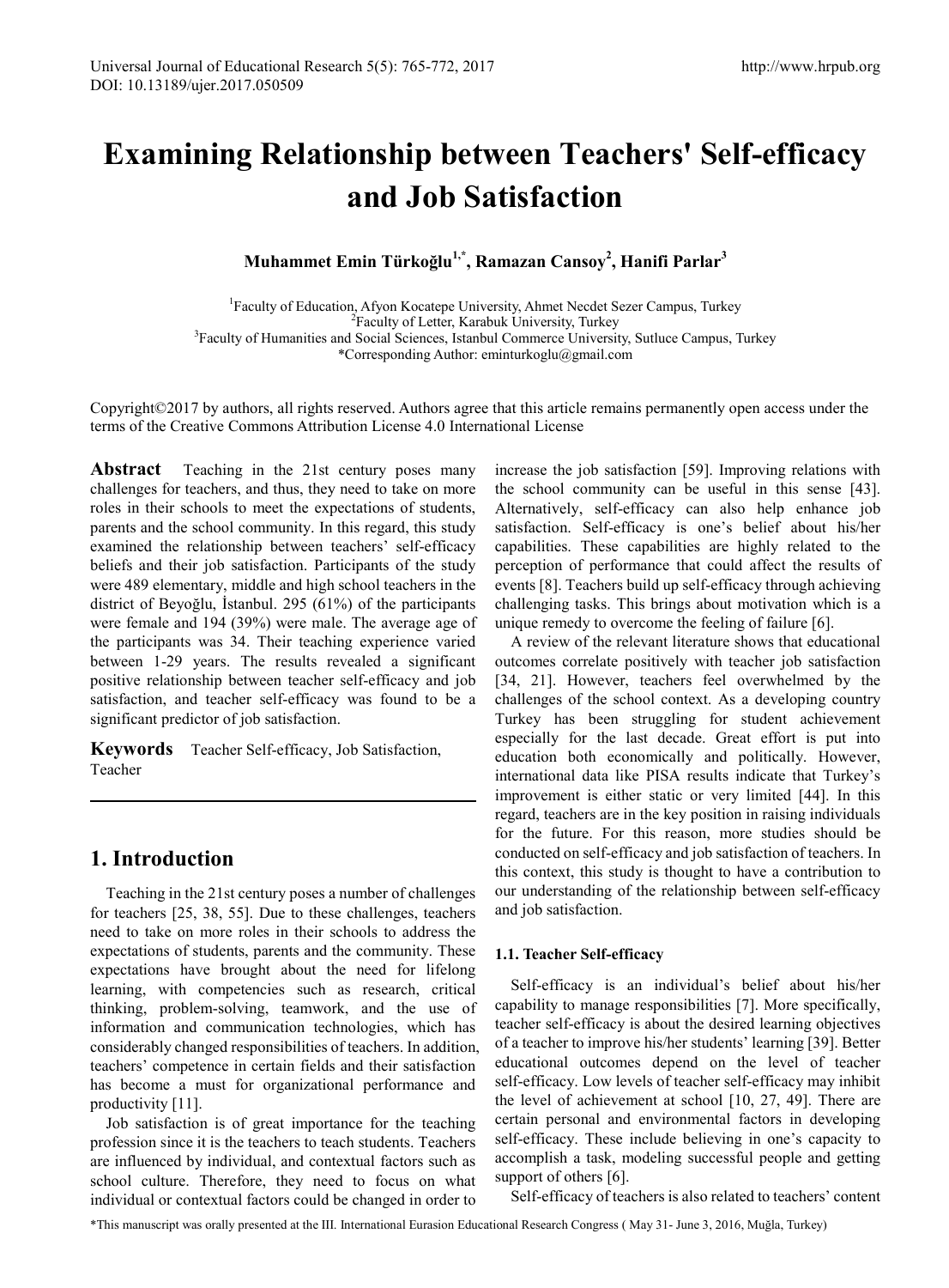# Examining Relationship between Teachers' Self-efficacy and Job Satisfaction

**Muhammet Emin Türkoğlu[1,*], Ramazan Cansoy[2], Hanifi Parlar[3]**

[1]Faculty of Education, Afyon Kocatepe University, Ahmet Necdet Sezer Campus, Turkey
[2]Faculty of Letter, Karabuk University, Turkey
[3]Faculty of Humanities and Social Sciences, Istanbul Commerce University, Sutluce Campus, Turkey
*Corresponding Author: eminturkoglu@gmail.com

Copyright©2017 by authors, all rights reserved. Authors agree that this article remains permanently open access under the terms of the Creative Commons Attribution License 4.0 International License

**Abstract** Teaching in the 21st century poses many challenges for teachers, and thus, they need to take on more roles in their schools to meet the expectations of students, parents and the school community. In this regard, this study examined the relationship between teachers' self-efficacy beliefs and their job satisfaction. Participants of the study were 489 elementary, middle and high school teachers in the district of Beyoğlu, İstanbul. 295 (61%) of the participants were female and 194 (39%) were male. The average age of the participants was 34. Their teaching experience varied between 1-29 years. The results revealed a significant positive relationship between teacher self-efficacy and job satisfaction, and teacher self-efficacy was found to be a significant predictor of job satisfaction.

**Keywords** Teacher Self-efficacy, Job Satisfaction, Teacher

## 1. Introduction

Teaching in the 21st century poses a number of challenges for teachers [25, 38, 55]. Due to these challenges, teachers need to take on more roles in their schools to address the expectations of students, parents and the community. These expectations have brought about the need for lifelong learning, with competencies such as research, critical thinking, problem-solving, teamwork, and the use of information and communication technologies, which has considerably changed responsibilities of teachers. In addition, teachers' competence in certain fields and their satisfaction has become a must for organizational performance and productivity [11].

Job satisfaction is of great importance for the teaching profession since it is the teachers to teach students. Teachers are influenced by individual, and contextual factors such as school culture. Therefore, they need to focus on what individual or contextual factors could be changed in order to increase the job satisfaction [59]. Improving relations with the school community can be useful in this sense [43]. Alternatively, self-efficacy can also help enhance job satisfaction. Self-efficacy is one's belief about his/her capabilities. These capabilities are highly related to the perception of performance that could affect the results of events [8]. Teachers build up self-efficacy through achieving challenging tasks. This brings about motivation which is a unique remedy to overcome the feeling of failure [6].

A review of the relevant literature shows that educational outcomes correlate positively with teacher job satisfaction [34, 21]. However, teachers feel overwhelmed by the challenges of the school context. As a developing country Turkey has been struggling for student achievement especially for the last decade. Great effort is put into education both economically and politically. However, international data like PISA results indicate that Turkey's improvement is either static or very limited [44]. In this regard, teachers are in the key position in raising individuals for the future. For this reason, more studies should be conducted on self-efficacy and job satisfaction of teachers. In this context, this study is thought to have a contribution to our understanding of the relationship between self-efficacy and job satisfaction.

### 1.1. Teacher Self-efficacy

Self-efficacy is an individual's belief about his/her capability to manage responsibilities [7]. More specifically, teacher self-efficacy is about the desired learning objectives of a teacher to improve his/her students' learning [39]. Better educational outcomes depend on the level of teacher self-efficacy. Low levels of teacher self-efficacy may inhibit the level of achievement at school [10, 27, 49]. There are certain personal and environmental factors in developing self-efficacy. These include believing in one's capacity to accomplish a task, modeling successful people and getting support of others [6].

Self-efficacy of teachers is also related to teachers' content

*This manuscript was orally presented at the III. International Eurasion Educational Research Congress ( May 31- June 3, 2016, Muğla, Turkey)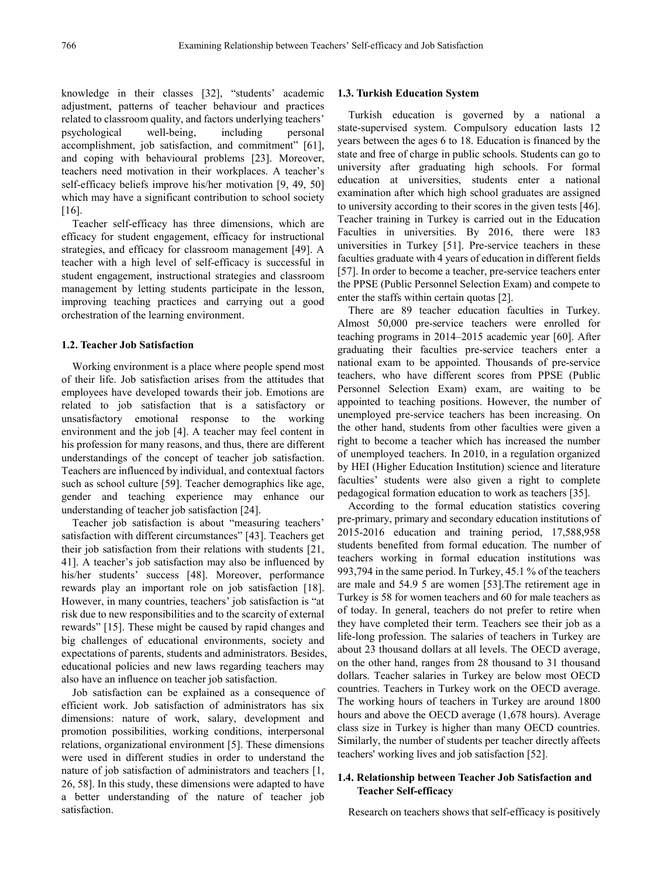knowledge in their classes [32], "students' academic adjustment, patterns of teacher behaviour and practices related to classroom quality, and factors underlying teachers' psychological well-being, including personal accomplishment, job satisfaction, and commitment" [61], and coping with behavioural problems [23]. Moreover, teachers need motivation in their workplaces. A teacher's self-efficacy beliefs improve his/her motivation [9, 49, 50] which may have a significant contribution to school society [16].

Teacher self-efficacy has three dimensions, which are efficacy for student engagement, efficacy for instructional strategies, and efficacy for classroom management [49]. A teacher with a high level of self-efficacy is successful in student engagement, instructional strategies and classroom management by letting students participate in the lesson, improving teaching practices and carrying out a good orchestration of the learning environment.

### 1.2. Teacher Job Satisfaction

Working environment is a place where people spend most of their life. Job satisfaction arises from the attitudes that employees have developed towards their job. Emotions are related to job satisfaction that is a satisfactory or unsatisfactory emotional response to the working environment and the job [4]. A teacher may feel content in his profession for many reasons, and thus, there are different understandings of the concept of teacher job satisfaction. Teachers are influenced by individual, and contextual factors such as school culture [59]. Teacher demographics like age, gender and teaching experience may enhance our understanding of teacher job satisfaction [24].

Teacher job satisfaction is about "measuring teachers' satisfaction with different circumstances" [43]. Teachers get their job satisfaction from their relations with students [21, 41]. A teacher's job satisfaction may also be influenced by his/her students' success [48]. Moreover, performance rewards play an important role on job satisfaction [18]. However, in many countries, teachers' job satisfaction is "at risk due to new responsibilities and to the scarcity of external rewards" [15]. These might be caused by rapid changes and big challenges of educational environments, society and expectations of parents, students and administrators. Besides, educational policies and new laws regarding teachers may also have an influence on teacher job satisfaction.

Job satisfaction can be explained as a consequence of efficient work. Job satisfaction of administrators has six dimensions: nature of work, salary, development and promotion possibilities, working conditions, interpersonal relations, organizational environment [5]. These dimensions were used in different studies in order to understand the nature of job satisfaction of administrators and teachers [1, 26, 58]. In this study, these dimensions were adapted to have a better understanding of the nature of teacher job satisfaction.

### 1.3. Turkish Education System

Turkish education is governed by a national a state-supervised system. Compulsory education lasts 12 years between the ages 6 to 18. Education is financed by the state and free of charge in public schools. Students can go to university after graduating high schools. For formal education at universities, students enter a national examination after which high school graduates are assigned to university according to their scores in the given tests [46]. Teacher training in Turkey is carried out in the Education Faculties in universities. By 2016, there were 183 universities in Turkey [51]. Pre-service teachers in these faculties graduate with 4 years of education in different fields [57]. In order to become a teacher, pre-service teachers enter the PPSE (Public Personnel Selection Exam) and compete to enter the staffs within certain quotas [2].

There are 89 teacher education faculties in Turkey. Almost 50,000 pre-service teachers were enrolled for teaching programs in 2014–2015 academic year [60]. After graduating their faculties pre-service teachers enter a national exam to be appointed. Thousands of pre-service teachers, who have different scores from PPSE (Public Personnel Selection Exam) exam, are waiting to be appointed to teaching positions. However, the number of unemployed pre-service teachers has been increasing. On the other hand, students from other faculties were given a right to become a teacher which has increased the number of unemployed teachers. In 2010, in a regulation organized by HEI (Higher Education Institution) science and literature faculties' students were also given a right to complete pedagogical formation education to work as teachers [35].

According to the formal education statistics covering pre-primary, primary and secondary education institutions of 2015-2016 education and training period, 17,588,958 students benefited from formal education. The number of teachers working in formal education institutions was 993,794 in the same period. In Turkey, 45.1 % of the teachers are male and 54.9 5 are women [53].The retirement age in Turkey is 58 for women teachers and 60 for male teachers as of today. In general, teachers do not prefer to retire when they have completed their term. Teachers see their job as a life-long profession. The salaries of teachers in Turkey are about 23 thousand dollars at all levels. The OECD average, on the other hand, ranges from 28 thousand to 31 thousand dollars. Teacher salaries in Turkey are below most OECD countries. Teachers in Turkey work on the OECD average. The working hours of teachers in Turkey are around 1800 hours and above the OECD average (1,678 hours). Average class size in Turkey is higher than many OECD countries. Similarly, the number of students per teacher directly affects teachers' working lives and job satisfaction [52].

### 1.4. Relationship between Teacher Job Satisfaction and Teacher Self-efficacy

Research on teachers shows that self-efficacy is positively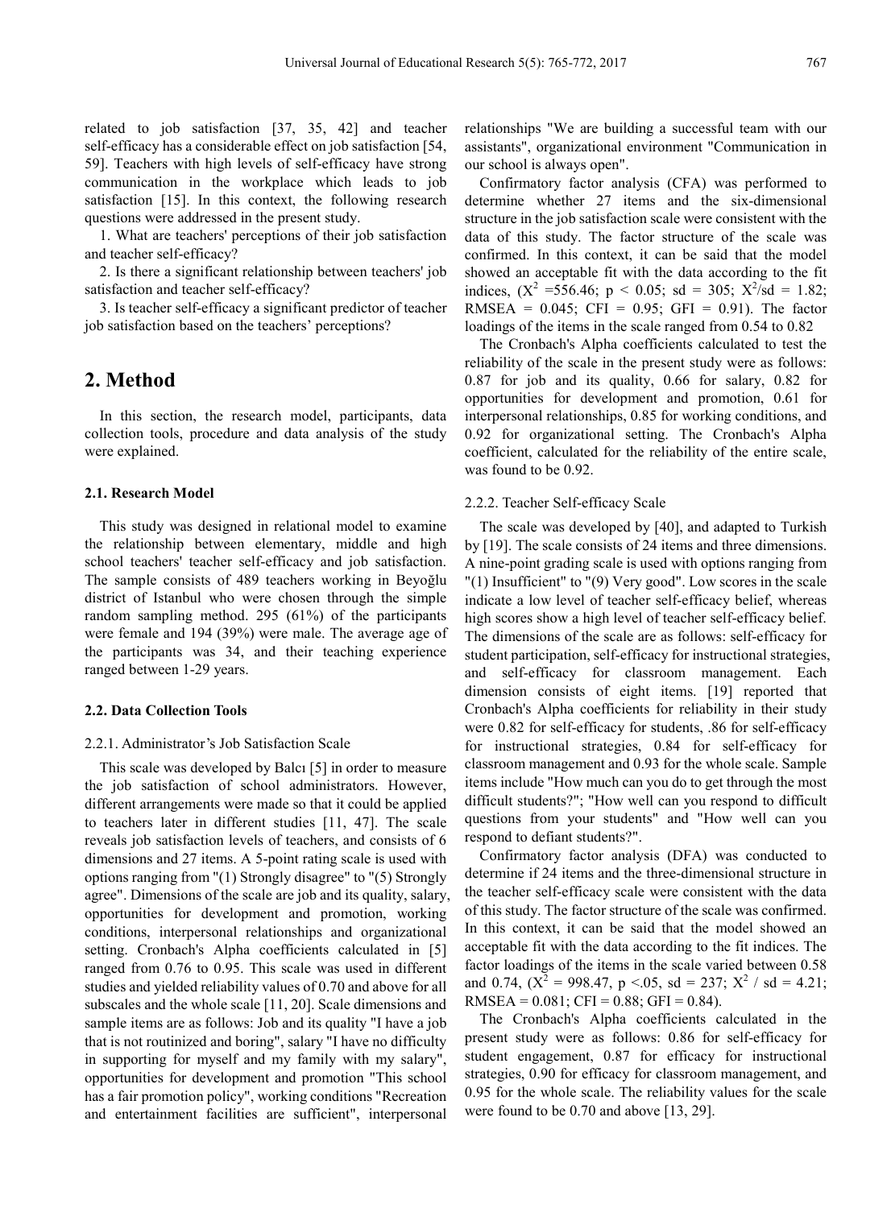related to job satisfaction [37, 35, 42] and teacher self-efficacy has a considerable effect on job satisfaction [54, 59]. Teachers with high levels of self-efficacy have strong communication in the workplace which leads to job satisfaction [15]. In this context, the following research questions were addressed in the present study.

1. What are teachers' perceptions of their job satisfaction and teacher self-efficacy?

2. Is there a significant relationship between teachers' job satisfaction and teacher self-efficacy?

3. Is teacher self-efficacy a significant predictor of teacher job satisfaction based on the teachers' perceptions?

## 2. Method

In this section, the research model, participants, data collection tools, procedure and data analysis of the study were explained.

### 2.1. Research Model

This study was designed in relational model to examine the relationship between elementary, middle and high school teachers' teacher self-efficacy and job satisfaction. The sample consists of 489 teachers working in Beyoğlu district of Istanbul who were chosen through the simple random sampling method. 295 (61%) of the participants were female and 194 (39%) were male. The average age of the participants was 34, and their teaching experience ranged between 1-29 years.

### 2.2. Data Collection Tools

#### 2.2.1. Administrator's Job Satisfaction Scale

This scale was developed by Balcı [5] in order to measure the job satisfaction of school administrators. However, different arrangements were made so that it could be applied to teachers later in different studies [11, 47]. The scale reveals job satisfaction levels of teachers, and consists of 6 dimensions and 27 items. A 5-point rating scale is used with options ranging from "(1) Strongly disagree" to "(5) Strongly agree". Dimensions of the scale are job and its quality, salary, opportunities for development and promotion, working conditions, interpersonal relationships and organizational setting. Cronbach's Alpha coefficients calculated in [5] ranged from 0.76 to 0.95. This scale was used in different studies and yielded reliability values of 0.70 and above for all subscales and the whole scale [11, 20]. Scale dimensions and sample items are as follows: Job and its quality "I have a job that is not routinized and boring", salary "I have no difficulty in supporting for myself and my family with my salary", opportunities for development and promotion "This school has a fair promotion policy", working conditions "Recreation and entertainment facilities are sufficient", interpersonal relationships "We are building a successful team with our assistants", organizational environment "Communication in our school is always open".

Confirmatory factor analysis (CFA) was performed to determine whether 27 items and the six-dimensional structure in the job satisfaction scale were consistent with the data of this study. The factor structure of the scale was confirmed. In this context, it can be said that the model showed an acceptable fit with the data according to the fit indices, ($X^2$ =556.46; $p < 0.05$; sd = 305; $X^2$/sd = 1.82; RMSEA = 0.045; CFI = 0.95; GFI = 0.91). The factor loadings of the items in the scale ranged from 0.54 to 0.82

The Cronbach's Alpha coefficients calculated to test the reliability of the scale in the present study were as follows: 0.87 for job and its quality, 0.66 for salary, 0.82 for opportunities for development and promotion, 0.61 for interpersonal relationships, 0.85 for working conditions, and 0.92 for organizational setting. The Cronbach's Alpha coefficient, calculated for the reliability of the entire scale, was found to be 0.92.

#### 2.2.2. Teacher Self-efficacy Scale

The scale was developed by [40], and adapted to Turkish by [19]. The scale consists of 24 items and three dimensions. A nine-point grading scale is used with options ranging from "(1) Insufficient" to "(9) Very good". Low scores in the scale indicate a low level of teacher self-efficacy belief, whereas high scores show a high level of teacher self-efficacy belief. The dimensions of the scale are as follows: self-efficacy for student participation, self-efficacy for instructional strategies, and self-efficacy for classroom management. Each dimension consists of eight items. [19] reported that Cronbach's Alpha coefficients for reliability in their study were 0.82 for self-efficacy for students, .86 for self-efficacy for instructional strategies, 0.84 for self-efficacy for classroom management and 0.93 for the whole scale. Sample items include "How much can you do to get through the most difficult students?"; "How well can you respond to difficult questions from your students" and "How well can you respond to defiant students?".

Confirmatory factor analysis (DFA) was conducted to determine if 24 items and the three-dimensional structure in the teacher self-efficacy scale were consistent with the data of this study. The factor structure of the scale was confirmed. In this context, it can be said that the model showed an acceptable fit with the data according to the fit indices. The factor loadings of the items in the scale varied between 0.58 and 0.74, ($X^2$ = 998.47, $p <.05$, sd = 237; $X^2$ / sd = 4.21; RMSEA = 0.081; CFI = 0.88; GFI = 0.84).

The Cronbach's Alpha coefficients calculated in the present study were as follows: 0.86 for self-efficacy for student engagement, 0.87 for efficacy for instructional strategies, 0.90 for efficacy for classroom management, and 0.95 for the whole scale. The reliability values for the scale were found to be 0.70 and above [13, 29].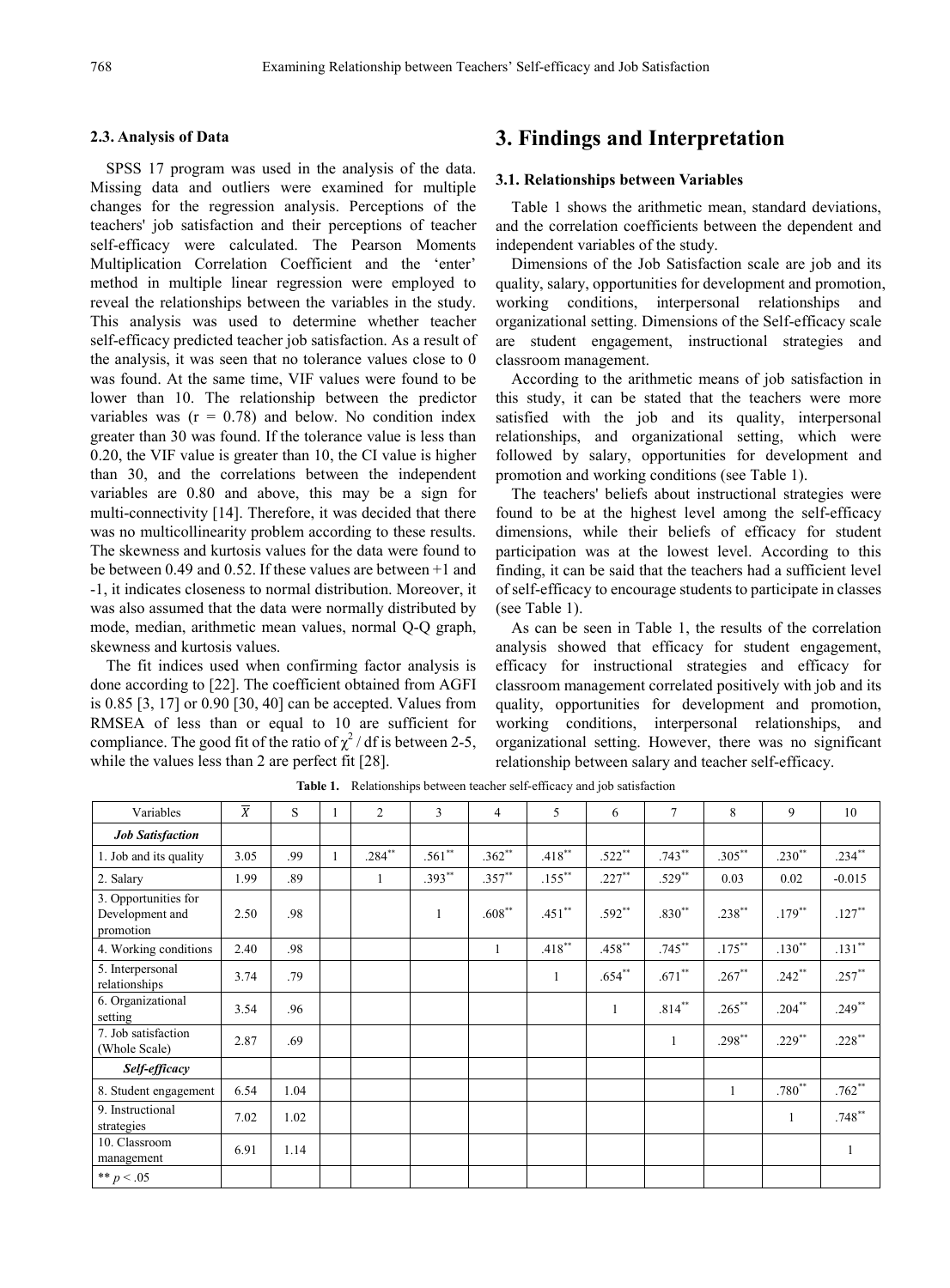### 2.3. Analysis of Data

SPSS 17 program was used in the analysis of the data. Missing data and outliers were examined for multiple changes for the regression analysis. Perceptions of the teachers' job satisfaction and their perceptions of teacher self-efficacy were calculated. The Pearson Moments Multiplication Correlation Coefficient and the 'enter' method in multiple linear regression were employed to reveal the relationships between the variables in the study. This analysis was used to determine whether teacher self-efficacy predicted teacher job satisfaction. As a result of the analysis, it was seen that no tolerance values close to 0 was found. At the same time, VIF values were found to be lower than 10. The relationship between the predictor variables was (r = 0.78) and below. No condition index greater than 30 was found. If the tolerance value is less than 0.20, the VIF value is greater than 10, the CI value is higher than 30, and the correlations between the independent variables are 0.80 and above, this may be a sign for multi-connectivity [14]. Therefore, it was decided that there was no multicollinearity problem according to these results. The skewness and kurtosis values for the data were found to be between 0.49 and 0.52. If these values are between +1 and -1, it indicates closeness to normal distribution. Moreover, it was also assumed that the data were normally distributed by mode, median, arithmetic mean values, normal Q-Q graph, skewness and kurtosis values.

The fit indices used when confirming factor analysis is done according to [22]. The coefficient obtained from AGFI is 0.85 [3, 17] or 0.90 [30, 40] can be accepted. Values from RMSEA of less than or equal to 10 are sufficient for compliance. The good fit of the ratio of $\chi^2$ / df is between 2-5, while the values less than 2 are perfect fit [28].

# 3. Findings and Interpretation

### 3.1. Relationships between Variables

Table 1 shows the arithmetic mean, standard deviations, and the correlation coefficients between the dependent and independent variables of the study.

Dimensions of the Job Satisfaction scale are job and its quality, salary, opportunities for development and promotion, working conditions, interpersonal relationships and organizational setting. Dimensions of the Self-efficacy scale are student engagement, instructional strategies and classroom management.

According to the arithmetic means of job satisfaction in this study, it can be stated that the teachers were more satisfied with the job and its quality, interpersonal relationships, and organizational setting, which were followed by salary, opportunities for development and promotion and working conditions (see Table 1).

The teachers' beliefs about instructional strategies were found to be at the highest level among the self-efficacy dimensions, while their beliefs of efficacy for student participation was at the lowest level. According to this finding, it can be said that the teachers had a sufficient level of self-efficacy to encourage students to participate in classes (see Table 1).

As can be seen in Table 1, the results of the correlation analysis showed that efficacy for student engagement, efficacy for instructional strategies and efficacy for classroom management correlated positively with job and its quality, opportunities for development and promotion, working conditions, interpersonal relationships, and organizational setting. However, there was no significant relationship between salary and teacher self-efficacy.

**Table 1.** Relationships between teacher self-efficacy and job satisfaction

| Variables | $\overline{X}$ | S | 1 | 2 | 3 | 4 | 5 | 6 | 7 | 8 | 9 | 10 |
|---|---|---|---|---|---|---|---|---|---|---|---|---|
| ***Job Satisfaction*** | | | | | | | | | | | | |
| 1. Job and its quality | 3.05 | .99 | 1 | .284** | .561** | .362** | .418** | .522** | .743** | .305** | .230** | .234** |
| 2. Salary | 1.99 | .89 | | 1 | .393** | .357** | .155** | .227** | .529** | 0.03 | 0.02 | -0.015 |
| 3. Opportunities for Development and promotion | 2.50 | .98 | | | 1 | .608** | .451** | .592** | .830** | .238** | .179** | .127** |
| 4. Working conditions | 2.40 | .98 | | | | 1 | .418** | .458** | .745** | .175** | .130** | .131** |
| 5. Interpersonal relationships | 3.74 | .79 | | | | | 1 | .654** | .671** | .267** | .242** | .257** |
| 6. Organizational setting | 3.54 | .96 | | | | | | 1 | .814** | .265** | .204** | .249** |
| 7. Job satisfaction (Whole Scale) | 2.87 | .69 | | | | | | | 1 | .298** | .229** | .228** |
| ***Self-efficacy*** | | | | | | | | | | | | |
| 8. Student engagement | 6.54 | 1.04 | | | | | | | | 1 | .780** | .762** |
| 9. Instructional strategies | 7.02 | 1.02 | | | | | | | | | 1 | .748** |
| 10. Classroom management | 6.91 | 1.14 | | | | | | | | | | 1 |
| ** $p < .05$ | | | | | | | | | | | | |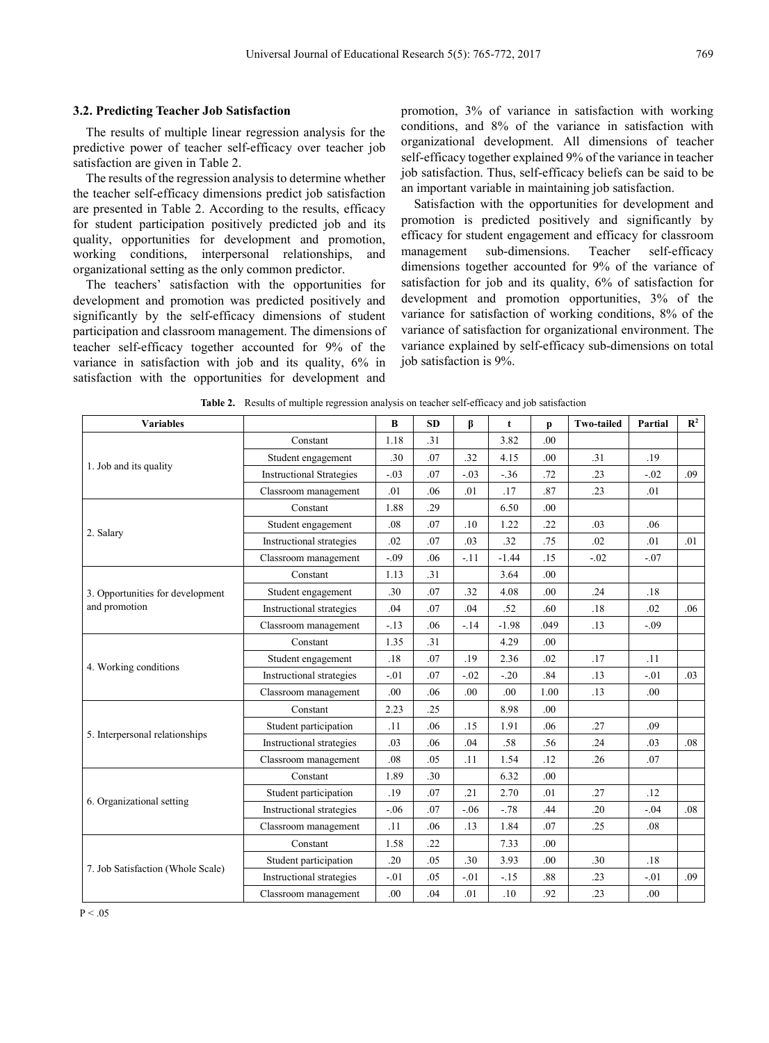### 3.2. Predicting Teacher Job Satisfaction

The results of multiple linear regression analysis for the predictive power of teacher self-efficacy over teacher job satisfaction are given in Table 2.

The results of the regression analysis to determine whether the teacher self-efficacy dimensions predict job satisfaction are presented in Table 2. According to the results, efficacy for student participation positively predicted job and its quality, opportunities for development and promotion, working conditions, interpersonal relationships, and organizational setting as the only common predictor.

The teachers' satisfaction with the opportunities for development and promotion was predicted positively and significantly by the self-efficacy dimensions of student participation and classroom management. The dimensions of teacher self-efficacy together accounted for 9% of the variance in satisfaction with job and its quality, 6% in satisfaction with the opportunities for development and promotion, 3% of variance in satisfaction with working conditions, and 8% of the variance in satisfaction with organizational development. All dimensions of teacher self-efficacy together explained 9% of the variance in teacher job satisfaction. Thus, self-efficacy beliefs can be said to be an important variable in maintaining job satisfaction.

Satisfaction with the opportunities for development and promotion is predicted positively and significantly by efficacy for student engagement and efficacy for classroom management sub-dimensions. Teacher self-efficacy dimensions together accounted for 9% of the variance of satisfaction for job and its quality, 6% of satisfaction for development and promotion opportunities, 3% of the variance for satisfaction of working conditions, 8% of the variance of satisfaction for organizational environment. The variance explained by self-efficacy sub-dimensions on total job satisfaction is 9%.

**Table 2.** Results of multiple regression analysis on teacher self-efficacy and job satisfaction

| Variables | | B | SD | β | t | p | Two-tailed | Partial | $R^2$ |
|---|---|---|---|---|---|---|---|---|---|
| 1. Job and its quality | Constant | 1.18 | .31 | | 3.82 | .00 | | | |
| | Student engagement | .30 | .07 | .32 | 4.15 | .00 | .31 | .19 | |
| | Instructional Strategies | -.03 | .07 | -.03 | -.36 | .72 | .23 | -.02 | .09 |
| | Classroom management | .01 | .06 | .01 | .17 | .87 | .23 | .01 | |
| 2. Salary | Constant | 1.88 | .29 | | 6.50 | .00 | | | |
| | Student engagement | .08 | .07 | .10 | 1.22 | .22 | .03 | .06 | |
| | Instructional strategies | .02 | .07 | .03 | .32 | .75 | .02 | .01 | .01 |
| | Classroom management | -.09 | .06 | -.11 | -1.44 | .15 | -.02 | -.07 | |
| 3. Opportunities for development and promotion | Constant | 1.13 | .31 | | 3.64 | .00 | | | |
| | Student engagement | .30 | .07 | .32 | 4.08 | .00 | .24 | .18 | |
| | Instructional strategies | .04 | .07 | .04 | .52 | .60 | .18 | .02 | .06 |
| | Classroom management | -.13 | .06 | -.14 | -1.98 | .049 | .13 | -.09 | |
| 4. Working conditions | Constant | 1.35 | .31 | | 4.29 | .00 | | | |
| | Student engagement | .18 | .07 | .19 | 2.36 | .02 | .17 | .11 | |
| | Instructional strategies | -.01 | .07 | -.02 | -.20 | .84 | .13 | -.01 | .03 |
| | Classroom management | .00 | .06 | .00 | .00 | 1.00 | .13 | .00 | |
| 5. Interpersonal relationships | Constant | 2.23 | .25 | | 8.98 | .00 | | | |
| | Student participation | .11 | .06 | .15 | 1.91 | .06 | .27 | .09 | |
| | Instructional strategies | .03 | .06 | .04 | .58 | .56 | .24 | .03 | .08 |
| | Classroom management | .08 | .05 | .11 | 1.54 | .12 | .26 | .07 | |
| 6. Organizational setting | Constant | 1.89 | .30 | | 6.32 | .00 | | | |
| | Student participation | .19 | .07 | .21 | 2.70 | .01 | .27 | .12 | |
| | Instructional strategies | -.06 | .07 | -.06 | -.78 | .44 | .20 | -.04 | .08 |
| | Classroom management | .11 | .06 | .13 | 1.84 | .07 | .25 | .08 | |
| 7. Job Satisfaction (Whole Scale) | Constant | 1.58 | .22 | | 7.33 | .00 | | | |
| | Student participation | .20 | .05 | .30 | 3.93 | .00 | .30 | .18 | |
| | Instructional strategies | -.01 | .05 | -.01 | -.15 | .88 | .23 | -.01 | .09 |
| | Classroom management | .00 | .04 | .01 | .10 | .92 | .23 | .00 | |

$P < .05$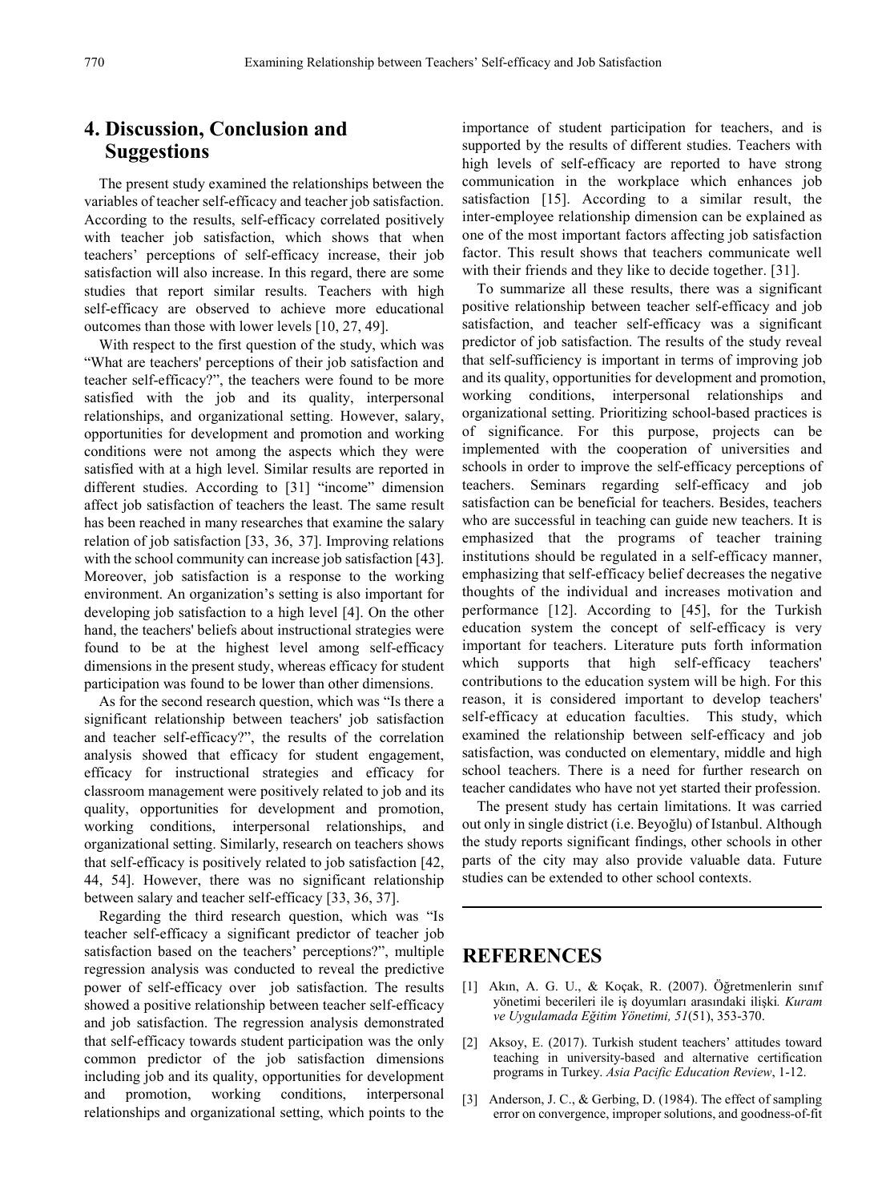## 4. Discussion, Conclusion and Suggestions

The present study examined the relationships between the variables of teacher self-efficacy and teacher job satisfaction. According to the results, self-efficacy correlated positively with teacher job satisfaction, which shows that when teachers' perceptions of self-efficacy increase, their job satisfaction will also increase. In this regard, there are some studies that report similar results. Teachers with high self-efficacy are observed to achieve more educational outcomes than those with lower levels [10, 27, 49].

With respect to the first question of the study, which was "What are teachers' perceptions of their job satisfaction and teacher self-efficacy?", the teachers were found to be more satisfied with the job and its quality, interpersonal relationships, and organizational setting. However, salary, opportunities for development and promotion and working conditions were not among the aspects which they were satisfied with at a high level. Similar results are reported in different studies. According to [31] "income" dimension affect job satisfaction of teachers the least. The same result has been reached in many researches that examine the salary relation of job satisfaction [33, 36, 37]. Improving relations with the school community can increase job satisfaction [43]. Moreover, job satisfaction is a response to the working environment. An organization's setting is also important for developing job satisfaction to a high level [4]. On the other hand, the teachers' beliefs about instructional strategies were found to be at the highest level among self-efficacy dimensions in the present study, whereas efficacy for student participation was found to be lower than other dimensions.

As for the second research question, which was "Is there a significant relationship between teachers' job satisfaction and teacher self-efficacy?", the results of the correlation analysis showed that efficacy for student engagement, efficacy for instructional strategies and efficacy for classroom management were positively related to job and its quality, opportunities for development and promotion, working conditions, interpersonal relationships, and organizational setting. Similarly, research on teachers shows that self-efficacy is positively related to job satisfaction [42, 44, 54]. However, there was no significant relationship between salary and teacher self-efficacy [33, 36, 37].

Regarding the third research question, which was "Is teacher self-efficacy a significant predictor of teacher job satisfaction based on the teachers' perceptions?", multiple regression analysis was conducted to reveal the predictive power of self-efficacy over job satisfaction. The results showed a positive relationship between teacher self-efficacy and job satisfaction. The regression analysis demonstrated that self-efficacy towards student participation was the only common predictor of the job satisfaction dimensions including job and its quality, opportunities for development and promotion, working conditions, interpersonal relationships and organizational setting, which points to the importance of student participation for teachers, and is supported by the results of different studies. Teachers with high levels of self-efficacy are reported to have strong communication in the workplace which enhances job satisfaction [15]. According to a similar result, the inter-employee relationship dimension can be explained as one of the most important factors affecting job satisfaction factor. This result shows that teachers communicate well with their friends and they like to decide together. [31].

To summarize all these results, there was a significant positive relationship between teacher self-efficacy and job satisfaction, and teacher self-efficacy was a significant predictor of job satisfaction. The results of the study reveal that self-sufficiency is important in terms of improving job and its quality, opportunities for development and promotion, working conditions, interpersonal relationships and organizational setting. Prioritizing school-based practices is of significance. For this purpose, projects can be implemented with the cooperation of universities and schools in order to improve the self-efficacy perceptions of teachers. Seminars regarding self-efficacy and job satisfaction can be beneficial for teachers. Besides, teachers who are successful in teaching can guide new teachers. It is emphasized that the programs of teacher training institutions should be regulated in a self-efficacy manner, emphasizing that self-efficacy belief decreases the negative thoughts of the individual and increases motivation and performance [12]. According to [45], for the Turkish education system the concept of self-efficacy is very important for teachers. Literature puts forth information which supports that high self-efficacy teachers' contributions to the education system will be high. For this reason, it is considered important to develop teachers' self-efficacy at education faculties. This study, which examined the relationship between self-efficacy and job satisfaction, was conducted on elementary, middle and high school teachers. There is a need for further research on teacher candidates who have not yet started their profession.

The present study has certain limitations. It was carried out only in single district (i.e. Beyoğlu) of Istanbul. Although the study reports significant findings, other schools in other parts of the city may also provide valuable data. Future studies can be extended to other school contexts.

## REFERENCES

[1] Akın, A. G. U., & Koçak, R. (2007). Öğretmenlerin sınıf yönetimi becerileri ile iş doyumları arasındaki ilişki. *Kuram ve Uygulamada Eğitim Yönetimi, 51*(51), 353-370.

[2] Aksoy, E. (2017). Turkish student teachers' attitudes toward teaching in university-based and alternative certification programs in Turkey. *Asia Pacific Education Review*, 1-12.

[3] Anderson, J. C., & Gerbing, D. (1984). The effect of sampling error on convergence, improper solutions, and goodness-of-fit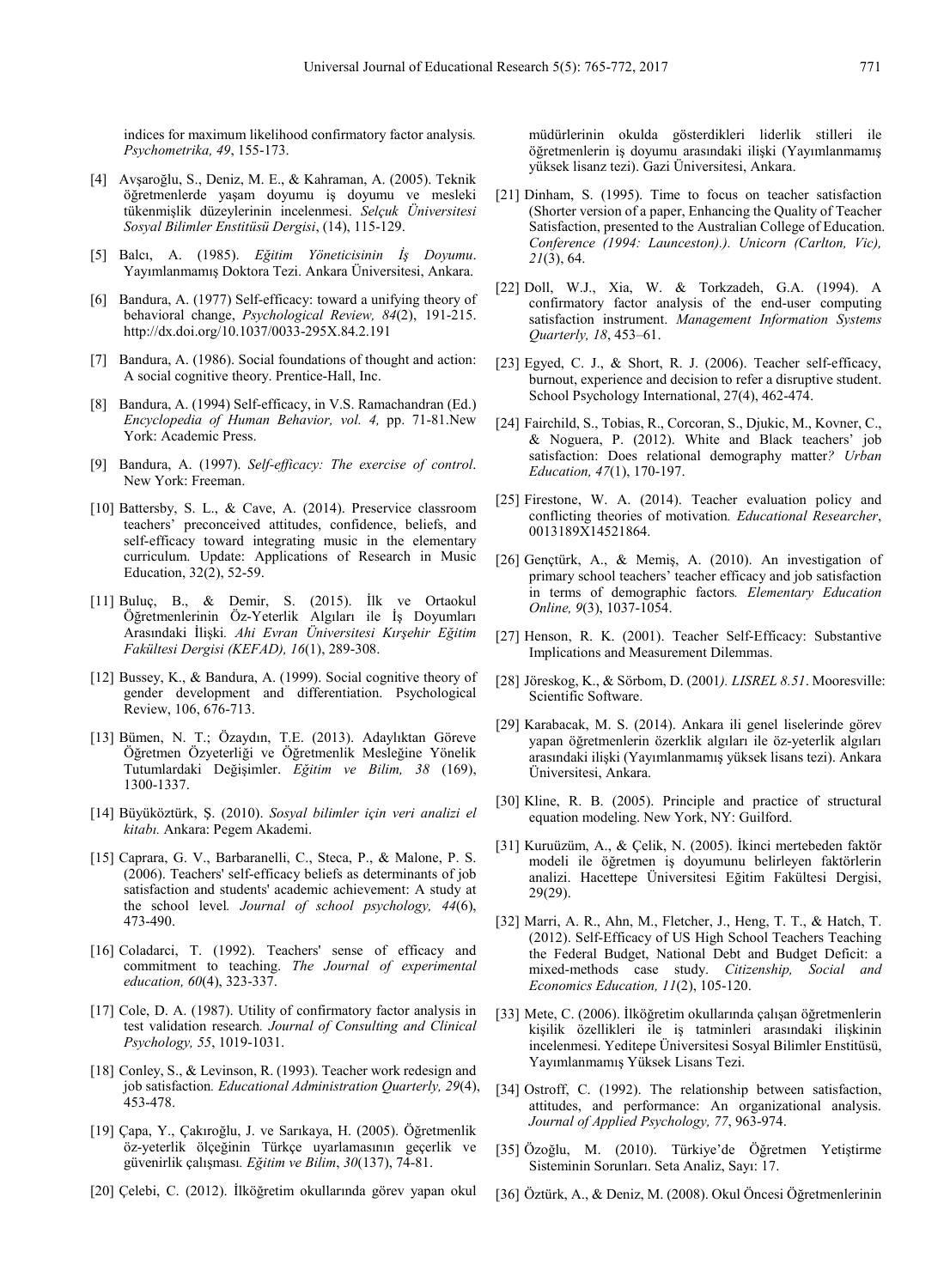indices for maximum likelihood confirmatory factor analysis. *Psychometrika, 49*, 155-173.

[4] Avşaroğlu, S., Deniz, M. E., & Kahraman, A. (2005). Teknik öğretmenlerde yaşam doyumu iş doyumu ve mesleki tükenmişlik düzeylerinin incelenmesi. *Selçuk Üniversitesi Sosyal Bilimler Enstitüsü Dergisi*, (14), 115-129.

[5] Balcı, A. (1985). *Eğitim Yöneticisinin İş Doyumu*. Yayımlanmamış Doktora Tezi. Ankara Üniversitesi, Ankara.

[6] Bandura, A. (1977) Self-efficacy: toward a unifying theory of behavioral change, *Psychological Review, 84*(2), 191-215. http://dx.doi.org/10.1037/0033-295X.84.2.191

[7] Bandura, A. (1986). Social foundations of thought and action: A social cognitive theory. Prentice-Hall, Inc.

[8] Bandura, A. (1994) Self-efficacy, in V.S. Ramachandran (Ed.) *Encyclopedia of Human Behavior, vol. 4,* pp. 71-81.New York: Academic Press.

[9] Bandura, A. (1997). *Self-efficacy: The exercise of control*. New York: Freeman.

[10] Battersby, S. L., & Cave, A. (2014). Preservice classroom teachers' preconceived attitudes, confidence, beliefs, and self-efficacy toward integrating music in the elementary curriculum. Update: Applications of Research in Music Education, 32(2), 52-59.

[11] Buluç, B., & Demir, S. (2015). İlk ve Ortaokul Öğretmenlerinin Öz-Yeterlik Algıları ile İş Doyumları Arasındaki İlişki*. Ahi Evran Üniversitesi Kırşehir Eğitim Fakültesi Dergisi (KEFAD), 16*(1), 289-308.

[12] Bussey, K., & Bandura, A. (1999). Social cognitive theory of gender development and differentiation. Psychological Review, 106, 676-713.

[13] Bümen, N. T.; Özaydın, T.E. (2013). Adaylıktan Göreve Öğretmen Özyeterliği ve Öğretmenlik Mesleğine Yönelik Tutumlardaki Değişimler. *Eğitim ve Bilim, 38* (169), 1300-1337.

[14] Büyüköztürk, Ş. (2010). *Sosyal bilimler için veri analizi el kitabı.* Ankara: Pegem Akademi.

[15] Caprara, G. V., Barbaranelli, C., Steca, P., & Malone, P. S. (2006). Teachers' self-efficacy beliefs as determinants of job satisfaction and students' academic achievement: A study at the school level*. Journal of school psychology, 44*(6), 473-490.

[16] Coladarci, T. (1992). Teachers' sense of efficacy and commitment to teaching. *The Journal of experimental education, 60*(4), 323-337.

[17] Cole, D. A. (1987). Utility of confirmatory factor analysis in test validation research*. Journal of Consulting and Clinical Psychology, 55*, 1019-1031.

[18] Conley, S., & Levinson, R. (1993). Teacher work redesign and job satisfaction*. Educational Administration Quarterly, 29*(4), 453-478.

[19] Çapa, Y., Çakıroğlu, J. ve Sarıkaya, H. (2005). Öğretmenlik öz-yeterlik ölçeğinin Türkçe uyarlamasının geçerlik ve güvenirlik çalışması. *Eğitim ve Bilim*, *30*(137), 74-81.

[20] Çelebi, C. (2012). İlköğretim okullarında görev yapan okul müdürlerinin okulda gösterdikleri liderlik stilleri ile öğretmenlerin iş doyumu arasındaki ilişki (Yayımlanmamış yüksek lisanz tezi). Gazi Üniversitesi, Ankara.

[21] Dinham, S. (1995). Time to focus on teacher satisfaction (Shorter version of a paper, Enhancing the Quality of Teacher Satisfaction, presented to the Australian College of Education. *Conference (1994: Launceston).). Unicorn (Carlton, Vic), 21*(3), 64.

[22] Doll, W.J., Xia, W. & Torkzadeh, G.A. (1994). A confirmatory factor analysis of the end-user computing satisfaction instrument. *Management Information Systems Quarterly, 18*, 453–61.

[23] Egyed, C. J., & Short, R. J. (2006). Teacher self-efficacy, burnout, experience and decision to refer a disruptive student. School Psychology International, 27(4), 462-474.

[24] Fairchild, S., Tobias, R., Corcoran, S., Djukic, M., Kovner, C., & Noguera, P. (2012). White and Black teachers' job satisfaction: Does relational demography matter*? Urban Education, 47*(1), 170-197.

[25] Firestone, W. A. (2014). Teacher evaluation policy and conflicting theories of motivation*. Educational Researcher*, 0013189X14521864.

[26] Gençtürk, A., & Memiş, A. (2010). An investigation of primary school teachers' teacher efficacy and job satisfaction in terms of demographic factors*. Elementary Education Online, 9*(3), 1037-1054.

[27] Henson, R. K. (2001). Teacher Self-Efficacy: Substantive Implications and Measurement Dilemmas.

[28] Jöreskog, K., & Sörbom, D. (2001*). LISREL 8.51*. Mooresville: Scientific Software.

[29] Karabacak, M. S. (2014). Ankara ili genel liselerinde görev yapan öğretmenlerin özerklik algıları ile öz-yeterlik algıları arasındaki ilişki (Yayımlanmamış yüksek lisans tezi). Ankara Üniversitesi, Ankara.

[30] Kline, R. B. (2005). Principle and practice of structural equation modeling. New York, NY: Guilford.

[31] Kuruüzüm, A., & Çelik, N. (2005). İkinci mertebeden faktör modeli ile öğretmen iş doyumunu belirleyen faktörlerin analizi. Hacettepe Üniversitesi Eğitim Fakültesi Dergisi, 29(29).

[32] Marri, A. R., Ahn, M., Fletcher, J., Heng, T. T., & Hatch, T. (2012). Self-Efficacy of US High School Teachers Teaching the Federal Budget, National Debt and Budget Deficit: a mixed-methods case study. *Citizenship, Social and Economics Education, 11*(2), 105-120.

[33] Mete, C. (2006). İlköğretim okullarında çalışan öğretmenlerin kişilik özellikleri ile iş tatminleri arasındaki ilişkinin incelenmesi. Yeditepe Üniversitesi Sosyal Bilimler Enstitüsü, Yayımlanmamış Yüksek Lisans Tezi.

[34] Ostroff, C. (1992). The relationship between satisfaction, attitudes, and performance: An organizational analysis. *Journal of Applied Psychology, 77*, 963-974.

[35] Özoğlu, M. (2010). Türkiye'de Öğretmen Yetiştirme Sisteminin Sorunları. Seta Analiz, Sayı: 17.

[36] Öztürk, A., & Deniz, M. (2008). Okul Öncesi Öğretmenlerinin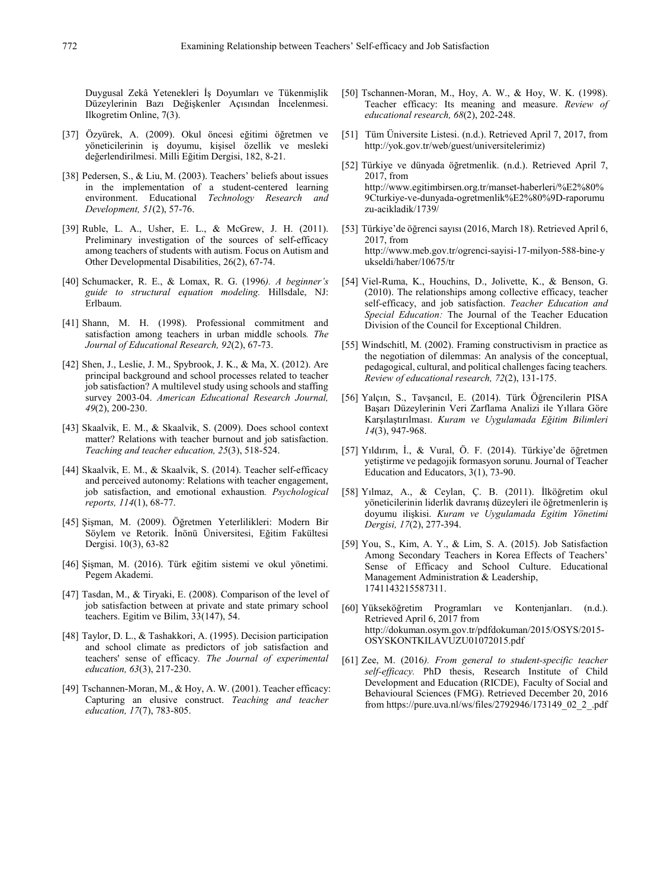Duygusal Zekâ Yetenekleri İş Doyumları ve Tükenmişlik Düzeylerinin Bazı Değişkenler Açısından İncelenmesi. Ilkogretim Online, 7(3).

[37] Özyürek, A. (2009). Okul öncesi eğitimi öğretmen ve yöneticilerinin iş doyumu, kişisel özellik ve mesleki değerlendirilmesi. Milli Eğitim Dergisi, 182, 8-21.

[38] Pedersen, S., & Liu, M. (2003). Teachers' beliefs about issues in the implementation of a student-centered learning environment. Educational *Technology Research and Development, 51*(2), 57-76.

[39] Ruble, L. A., Usher, E. L., & McGrew, J. H. (2011). Preliminary investigation of the sources of self-efficacy among teachers of students with autism. Focus on Autism and Other Developmental Disabilities, 26(2), 67-74.

[40] Schumacker, R. E., & Lomax, R. G. (1996*). A beginner's guide to structural equation modeling.* Hillsdale, NJ: Erlbaum.

[41] Shann, M. H. (1998). Professional commitment and satisfaction among teachers in urban middle schools*. The Journal of Educational Research, 92*(2), 67-73.

[42] Shen, J., Leslie, J. M., Spybrook, J. K., & Ma, X. (2012). Are principal background and school processes related to teacher job satisfaction? A multilevel study using schools and staffing survey 2003-04. *American Educational Research Journal, 49*(2), 200-230.

[43] Skaalvik, E. M., & Skaalvik, S. (2009). Does school context matter? Relations with teacher burnout and job satisfaction. *Teaching and teacher education, 25*(3), 518-524.

[44] Skaalvik, E. M., & Skaalvik, S. (2014). Teacher self-efficacy and perceived autonomy: Relations with teacher engagement, job satisfaction, and emotional exhaustion*. Psychological reports, 114*(1), 68-77.

[45] Şişman, M. (2009). Öğretmen Yeterlilikleri: Modern Bir Söylem ve Retorik. İnönü Üniversitesi, Eğitim Fakültesi Dergisi. 10(3), 63-82

[46] Şişman, M. (2016). Türk eğitim sistemi ve okul yönetimi. Pegem Akademi.

[47] Tasdan, M., & Tiryaki, E. (2008). Comparison of the level of job satisfaction between at private and state primary school teachers. Egitim ve Bilim, 33(147), 54.

[48] Taylor, D. L., & Tashakkori, A. (1995). Decision participation and school climate as predictors of job satisfaction and teachers' sense of efficacy*. The Journal of experimental education, 63*(3), 217-230.

[49] Tschannen-Moran, M., & Hoy, A. W. (2001). Teacher efficacy: Capturing an elusive construct. *Teaching and teacher education, 17*(7), 783-805.

[50] Tschannen-Moran, M., Hoy, A. W., & Hoy, W. K. (1998). Teacher efficacy: Its meaning and measure. *Review of educational research, 68*(2), 202-248.

[51] Tüm Üniversite Listesi. (n.d.). Retrieved April 7, 2017, from http://yok.gov.tr/web/guest/universitelerimiz)

[52] Türkiye ve dünyada öğretmenlik. (n.d.). Retrieved April 7, 2017, from http://www.egitimbirsen.org.tr/manset-haberleri/%E2%80%9Cturkiye-ve-dunyada-ogretmenlik%E2%80%9D-raporumuzu-acikladik/1739/

[53] Türkiye'de öğrenci sayısı (2016, March 18). Retrieved April 6, 2017, from http://www.meb.gov.tr/ogrenci-sayisi-17-milyon-588-bine-yukseldi/haber/10675/tr

[54] Viel-Ruma, K., Houchins, D., Jolivette, K., & Benson, G. (2010). The relationships among collective efficacy, teacher self-efficacy, and job satisfaction. *Teacher Education and Special Education:* The Journal of the Teacher Education Division of the Council for Exceptional Children.

[55] Windschitl, M. (2002). Framing constructivism in practice as the negotiation of dilemmas: An analysis of the conceptual, pedagogical, cultural, and political challenges facing teachers*. Review of educational research, 72*(2), 131-175.

[56] Yalçın, S., Tavşancıl, E. (2014). Türk Öğrencilerin PISA Başarı Düzeylerinin Veri Zarflama Analizi ile Yıllara Göre Karşılaştırılması. *Kuram ve Uygulamada Eğitim Bilimleri 14*(3), 947-968.

[57] Yıldırım, İ., & Vural, Ö. F. (2014). Türkiye'de öğretmen yetiştirme ve pedagojik formasyon sorunu. Journal of Teacher Education and Educators, 3(1), 73-90.

[58] Yılmaz, A., & Ceylan, Ç. B. (2011). İlköğretim okul yöneticilerinin liderlik davranış düzeyleri ile öğretmenlerin iş doyumu ilişkisi. *Kuram ve Uygulamada Egitim Yönetimi Dergisi, 17*(2), 277-394.

[59] You, S., Kim, A. Y., & Lim, S. A. (2015). Job Satisfaction Among Secondary Teachers in Korea Effects of Teachers' Sense of Efficacy and School Culture. Educational Management Administration & Leadership, 1741143215587311.

[60] Yükseköğretim Programları ve Kontenjanları. (n.d.). Retrieved April 6, 2017 from http://dokuman.osym.gov.tr/pdfdokuman/2015/OSYS/2015-OSYSKONTKILAVUZU01072015.pdf

[61] Zee, M. (2016*). From general to student-specific teacher self-efficacy.* PhD thesis, Research Institute of Child Development and Education (RICDE), Faculty of Social and Behavioural Sciences (FMG). Retrieved December 20, 2016 from https://pure.uva.nl/ws/files/2792946/173149_02_2_.pdf